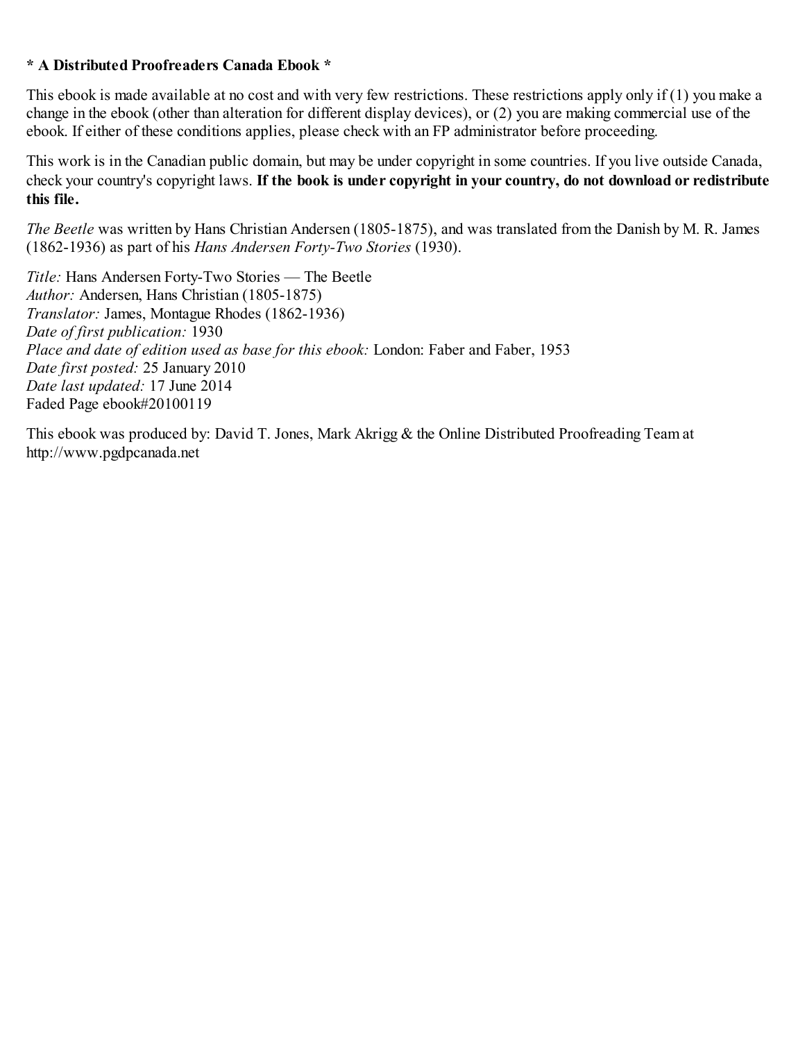**\* A Distributed Proofreaders Canada Ebook \***

This ebook is made available at no cost and with very few restrictions. These restrictions apply only if (1) you make a change in the ebook (other than alteration for different display devices), or (2) you are making commercial use of the ebook. If either of these conditions applies, please check with an FP administrator before proceeding.

This work is in the Canadian public domain, but may be under copyright in some countries. If you live outside Canada, check your country's copyright laws. **If the book is under copyright in your country, do not download or redistribute this file.**

*The Beetle* was written by Hans Christian Andersen (1805-1875), and was translated from the Danish by M. R. James (1862-1936) as part of his *Hans Andersen Forty-Two Stories* (1930).

*Title:* Hans Andersen Forty-Two Stories — The Beetle
*Author:* Andersen, Hans Christian (1805-1875)
*Translator:* James, Montague Rhodes (1862-1936)
*Date of first publication:* 1930
*Place and date of edition used as base for this ebook:* London: Faber and Faber, 1953
*Date first posted:* 25 January 2010
*Date last updated:* 17 June 2014
Faded Page ebook#20100119

This ebook was produced by: David T. Jones, Mark Akrigg & the Online Distributed Proofreading Team at http://www.pgdpcanada.net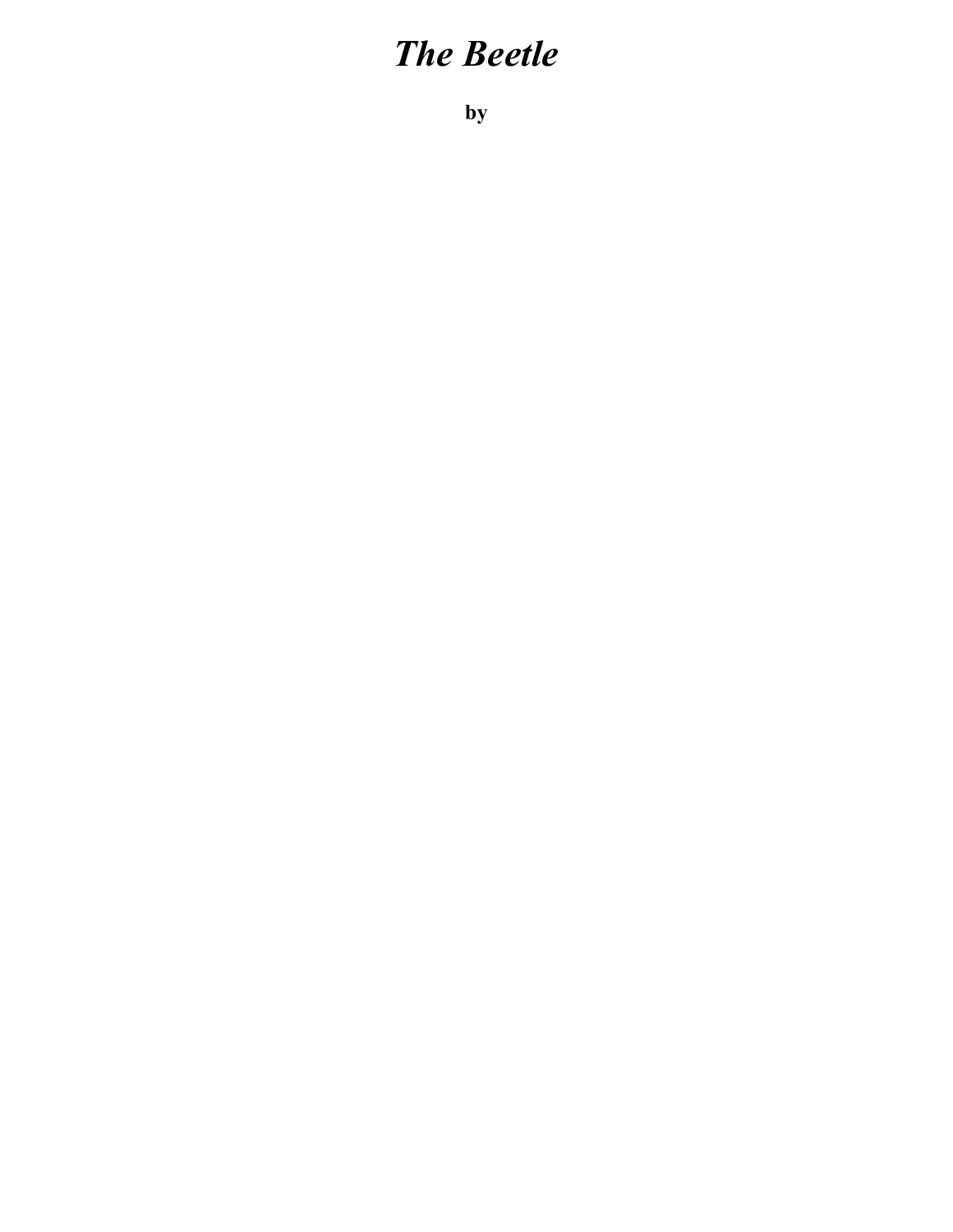# *The Beetle*

**by**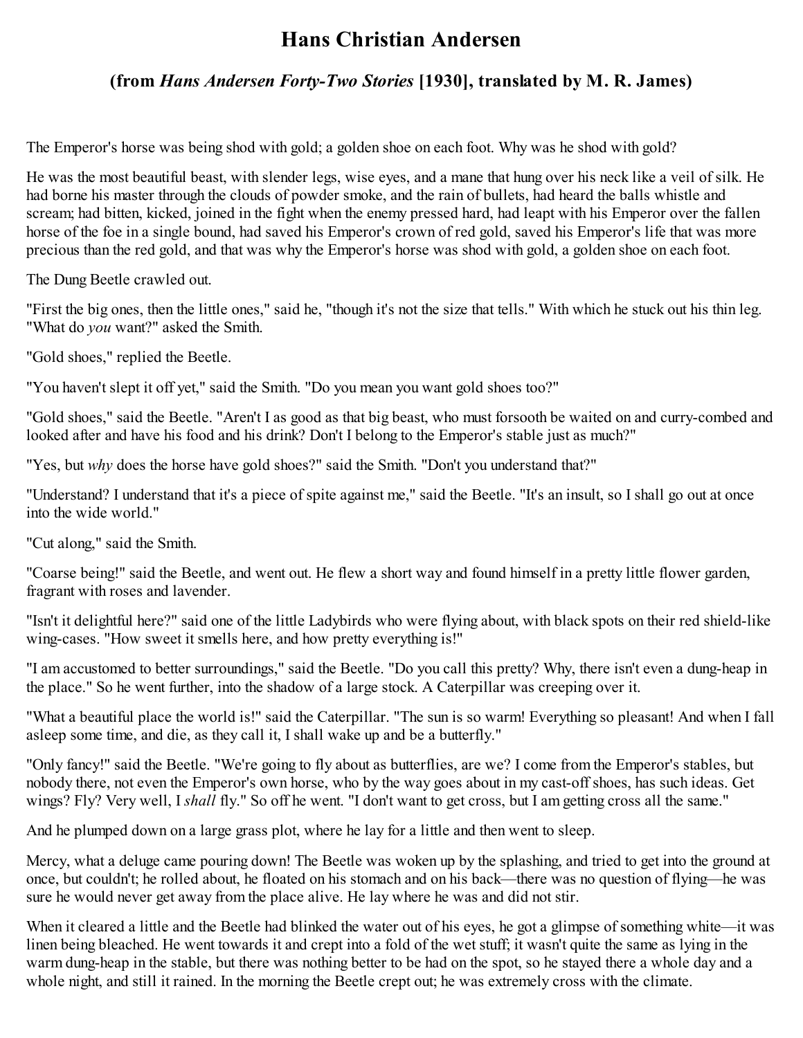# Hans Christian Andersen

## (from *Hans Andersen Forty-Two Stories* [1930], translated by M. R. James)

The Emperor's horse was being shod with gold; a golden shoe on each foot. Why was he shod with gold?

He was the most beautiful beast, with slender legs, wise eyes, and a mane that hung over his neck like a veil of silk. He had borne his master through the clouds of powder smoke, and the rain of bullets, had heard the balls whistle and scream; had bitten, kicked, joined in the fight when the enemy pressed hard, had leapt with his Emperor over the fallen horse of the foe in a single bound, had saved his Emperor's crown of red gold, saved his Emperor's life that was more precious than the red gold, and that was why the Emperor's horse was shod with gold, a golden shoe on each foot.

The Dung Beetle crawled out.

"First the big ones, then the little ones," said he, "though it's not the size that tells." With which he stuck out his thin leg. "What do *you* want?" asked the Smith.

"Gold shoes," replied the Beetle.

"You haven't slept it off yet," said the Smith. "Do you mean you want gold shoes too?"

"Gold shoes," said the Beetle. "Aren't I as good as that big beast, who must forsooth be waited on and curry-combed and looked after and have his food and his drink? Don't I belong to the Emperor's stable just as much?"

"Yes, but *why* does the horse have gold shoes?" said the Smith. "Don't you understand that?"

"Understand? I understand that it's a piece of spite against me," said the Beetle. "It's an insult, so I shall go out at once into the wide world."

"Cut along," said the Smith.

"Coarse being!" said the Beetle, and went out. He flew a short way and found himself in a pretty little flower garden, fragrant with roses and lavender.

"Isn't it delightful here?" said one of the little Ladybirds who were flying about, with black spots on their red shield-like wing-cases. "How sweet it smells here, and how pretty everything is!"

"I am accustomed to better surroundings," said the Beetle. "Do you call this pretty? Why, there isn't even a dung-heap in the place." So he went further, into the shadow of a large stock. A Caterpillar was creeping over it.

"What a beautiful place the world is!" said the Caterpillar. "The sun is so warm! Everything so pleasant! And when I fall asleep some time, and die, as they call it, I shall wake up and be a butterfly."

"Only fancy!" said the Beetle. "We're going to fly about as butterflies, are we? I come from the Emperor's stables, but nobody there, not even the Emperor's own horse, who by the way goes about in my cast-off shoes, has such ideas. Get wings? Fly? Very well, I *shall* fly." So off he went. "I don't want to get cross, but I am getting cross all the same."

And he plumped down on a large grass plot, where he lay for a little and then went to sleep.

Mercy, what a deluge came pouring down! The Beetle was woken up by the splashing, and tried to get into the ground at once, but couldn't; he rolled about, he floated on his stomach and on his back—there was no question of flying—he was sure he would never get away from the place alive. He lay where he was and did not stir.

When it cleared a little and the Beetle had blinked the water out of his eyes, he got a glimpse of something white—it was linen being bleached. He went towards it and crept into a fold of the wet stuff; it wasn't quite the same as lying in the warm dung-heap in the stable, but there was nothing better to be had on the spot, so he stayed there a whole day and a whole night, and still it rained. In the morning the Beetle crept out; he was extremely cross with the climate.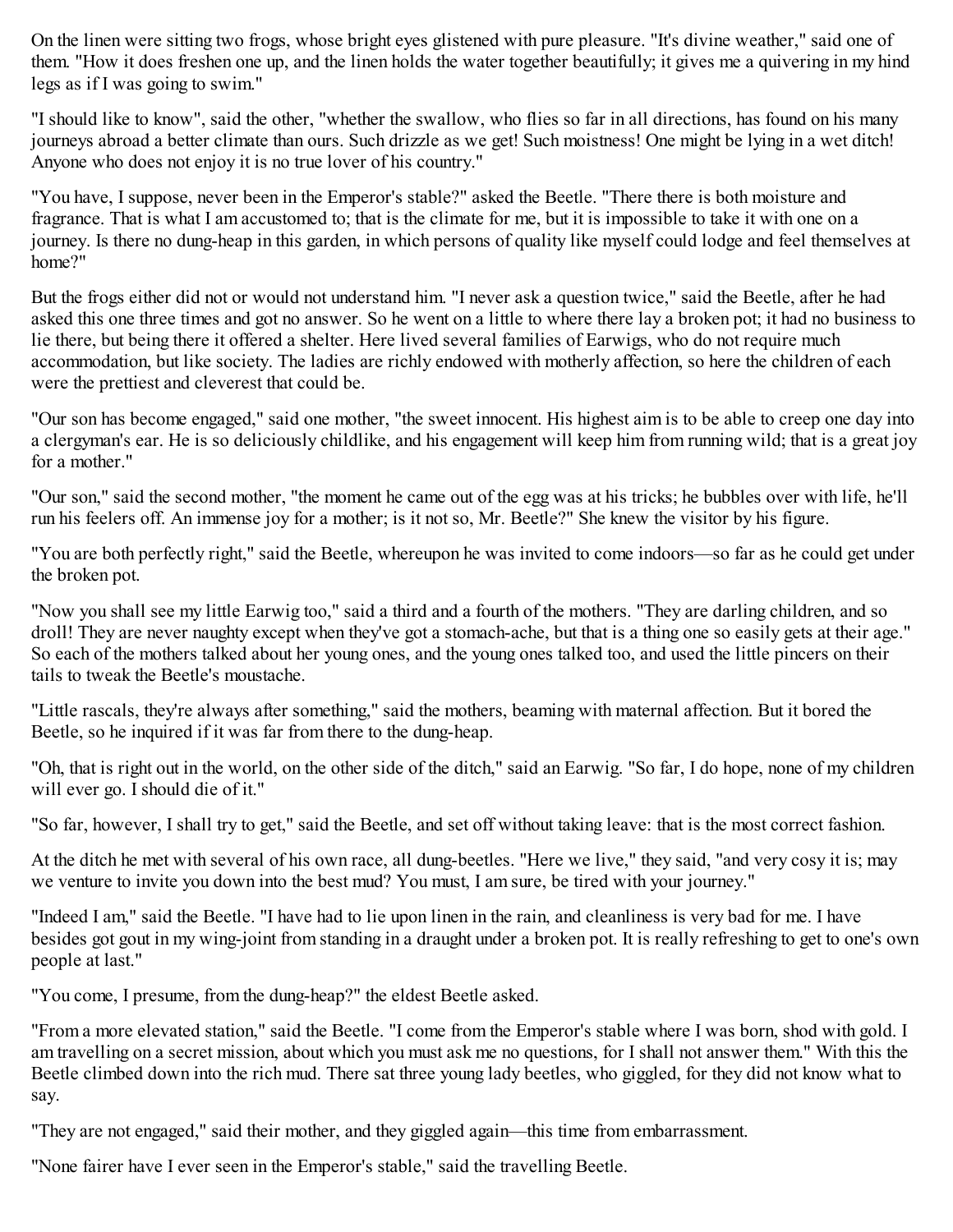On the linen were sitting two frogs, whose bright eyes glistened with pure pleasure. "It's divine weather," said one of them. "How it does freshen one up, and the linen holds the water together beautifully; it gives me a quivering in my hind legs as if I was going to swim."

"I should like to know", said the other, "whether the swallow, who flies so far in all directions, has found on his many journeys abroad a better climate than ours. Such drizzle as we get! Such moistness! One might be lying in a wet ditch! Anyone who does not enjoy it is no true lover of his country."

"You have, I suppose, never been in the Emperor's stable?" asked the Beetle. "There there is both moisture and fragrance. That is what I am accustomed to; that is the climate for me, but it is impossible to take it with one on a journey. Is there no dung-heap in this garden, in which persons of quality like myself could lodge and feel themselves at home?"

But the frogs either did not or would not understand him. "I never ask a question twice," said the Beetle, after he had asked this one three times and got no answer. So he went on a little to where there lay a broken pot; it had no business to lie there, but being there it offered a shelter. Here lived several families of Earwigs, who do not require much accommodation, but like society. The ladies are richly endowed with motherly affection, so here the children of each were the prettiest and cleverest that could be.

"Our son has become engaged," said one mother, "the sweet innocent. His highest aim is to be able to creep one day into a clergyman's ear. He is so deliciously childlike, and his engagement will keep him from running wild; that is a great joy for a mother."

"Our son," said the second mother, "the moment he came out of the egg was at his tricks; he bubbles over with life, he'll run his feelers off. An immense joy for a mother; is it not so, Mr. Beetle?" She knew the visitor by his figure.

"You are both perfectly right," said the Beetle, whereupon he was invited to come indoors—so far as he could get under the broken pot.

"Now you shall see my little Earwig too," said a third and a fourth of the mothers. "They are darling children, and so droll! They are never naughty except when they've got a stomach-ache, but that is a thing one so easily gets at their age." So each of the mothers talked about her young ones, and the young ones talked too, and used the little pincers on their tails to tweak the Beetle's moustache.

"Little rascals, they're always after something," said the mothers, beaming with maternal affection. But it bored the Beetle, so he inquired if it was far from there to the dung-heap.

"Oh, that is right out in the world, on the other side of the ditch," said an Earwig. "So far, I do hope, none of my children will ever go. I should die of it."

"So far, however, I shall try to get," said the Beetle, and set off without taking leave: that is the most correct fashion.

At the ditch he met with several of his own race, all dung-beetles. "Here we live," they said, "and very cosy it is; may we venture to invite you down into the best mud? You must, I am sure, be tired with your journey."

"Indeed I am," said the Beetle. "I have had to lie upon linen in the rain, and cleanliness is very bad for me. I have besides got gout in my wing-joint from standing in a draught under a broken pot. It is really refreshing to get to one's own people at last."

"You come, I presume, from the dung-heap?" the eldest Beetle asked.

"From a more elevated station," said the Beetle. "I come from the Emperor's stable where I was born, shod with gold. I am travelling on a secret mission, about which you must ask me no questions, for I shall not answer them." With this the Beetle climbed down into the rich mud. There sat three young lady beetles, who giggled, for they did not know what to say.

"They are not engaged," said their mother, and they giggled again—this time from embarrassment.

"None fairer have I ever seen in the Emperor's stable," said the travelling Beetle.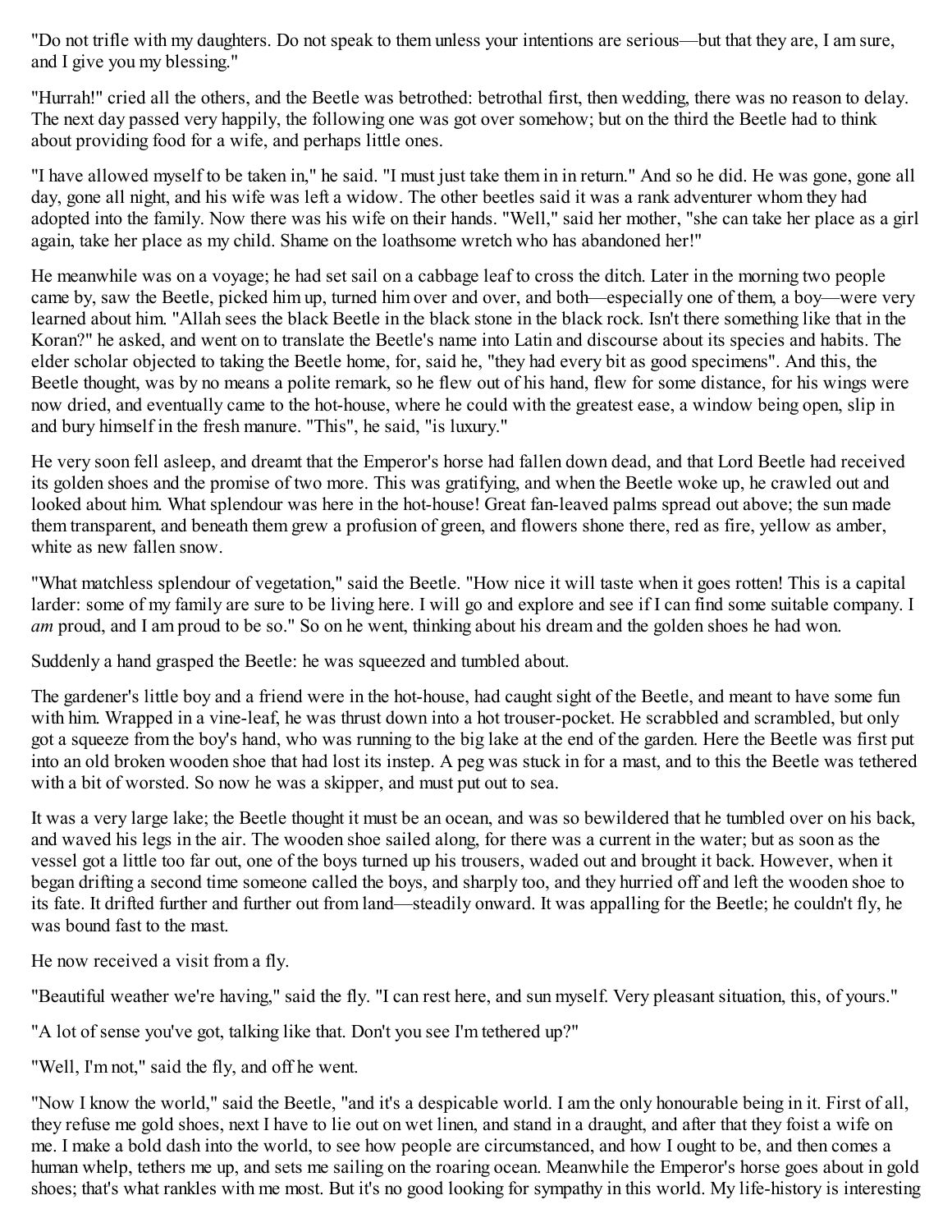"Do not trifle with my daughters. Do not speak to them unless your intentions are serious—but that they are, I am sure, and I give you my blessing."

"Hurrah!" cried all the others, and the Beetle was betrothed: betrothal first, then wedding, there was no reason to delay. The next day passed very happily, the following one was got over somehow; but on the third the Beetle had to think about providing food for a wife, and perhaps little ones.

"I have allowed myself to be taken in," he said. "I must just take them in in return." And so he did. He was gone, gone all day, gone all night, and his wife was left a widow. The other beetles said it was a rank adventurer whom they had adopted into the family. Now there was his wife on their hands. "Well," said her mother, "she can take her place as a girl again, take her place as my child. Shame on the loathsome wretch who has abandoned her!"

He meanwhile was on a voyage; he had set sail on a cabbage leaf to cross the ditch. Later in the morning two people came by, saw the Beetle, picked him up, turned him over and over, and both—especially one of them, a boy—were very learned about him. "Allah sees the black Beetle in the black stone in the black rock. Isn't there something like that in the Koran?" he asked, and went on to translate the Beetle's name into Latin and discourse about its species and habits. The elder scholar objected to taking the Beetle home, for, said he, "they had every bit as good specimens". And this, the Beetle thought, was by no means a polite remark, so he flew out of his hand, flew for some distance, for his wings were now dried, and eventually came to the hot-house, where he could with the greatest ease, a window being open, slip in and bury himself in the fresh manure. "This", he said, "is luxury."

He very soon fell asleep, and dreamt that the Emperor's horse had fallen down dead, and that Lord Beetle had received its golden shoes and the promise of two more. This was gratifying, and when the Beetle woke up, he crawled out and looked about him. What splendour was here in the hot-house! Great fan-leaved palms spread out above; the sun made them transparent, and beneath them grew a profusion of green, and flowers shone there, red as fire, yellow as amber, white as new fallen snow.

"What matchless splendour of vegetation," said the Beetle. "How nice it will taste when it goes rotten! This is a capital larder: some of my family are sure to be living here. I will go and explore and see if I can find some suitable company. I *am* proud, and I am proud to be so." So on he went, thinking about his dream and the golden shoes he had won.

Suddenly a hand grasped the Beetle: he was squeezed and tumbled about.

The gardener's little boy and a friend were in the hot-house, had caught sight of the Beetle, and meant to have some fun with him. Wrapped in a vine-leaf, he was thrust down into a hot trouser-pocket. He scrabbled and scrambled, but only got a squeeze from the boy's hand, who was running to the big lake at the end of the garden. Here the Beetle was first put into an old broken wooden shoe that had lost its instep. A peg was stuck in for a mast, and to this the Beetle was tethered with a bit of worsted. So now he was a skipper, and must put out to sea.

It was a very large lake; the Beetle thought it must be an ocean, and was so bewildered that he tumbled over on his back, and waved his legs in the air. The wooden shoe sailed along, for there was a current in the water; but as soon as the vessel got a little too far out, one of the boys turned up his trousers, waded out and brought it back. However, when it began drifting a second time someone called the boys, and sharply too, and they hurried off and left the wooden shoe to its fate. It drifted further and further out from land—steadily onward. It was appalling for the Beetle; he couldn't fly, he was bound fast to the mast.

He now received a visit from a fly.

"Beautiful weather we're having," said the fly. "I can rest here, and sun myself. Very pleasant situation, this, of yours."

"A lot of sense you've got, talking like that. Don't you see I'm tethered up?"

"Well, I'm not," said the fly, and off he went.

"Now I know the world," said the Beetle, "and it's a despicable world. I am the only honourable being in it. First of all, they refuse me gold shoes, next I have to lie out on wet linen, and stand in a draught, and after that they foist a wife on me. I make a bold dash into the world, to see how people are circumstanced, and how I ought to be, and then comes a human whelp, tethers me up, and sets me sailing on the roaring ocean. Meanwhile the Emperor's horse goes about in gold shoes; that's what rankles with me most. But it's no good looking for sympathy in this world. My life-history is interesting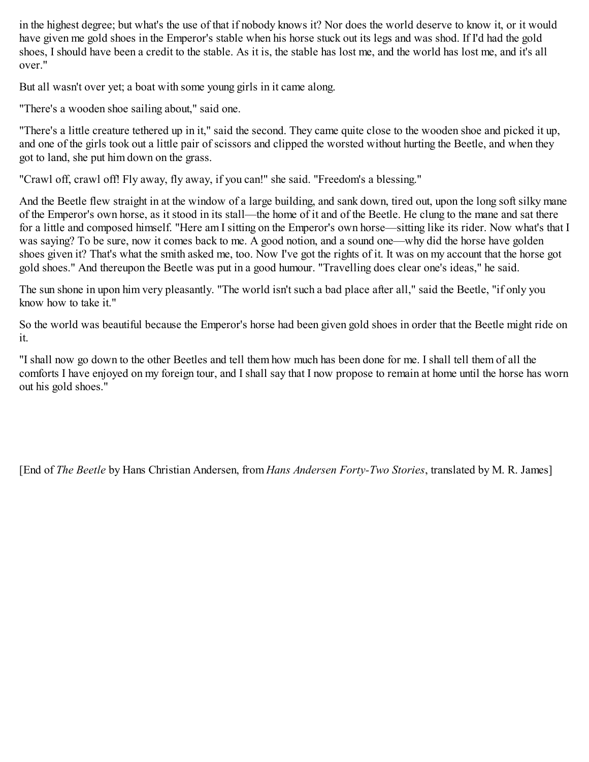in the highest degree; but what's the use of that if nobody knows it? Nor does the world deserve to know it, or it would have given me gold shoes in the Emperor's stable when his horse stuck out its legs and was shod. If I'd had the gold shoes, I should have been a credit to the stable. As it is, the stable has lost me, and the world has lost me, and it's all over."

But all wasn't over yet; a boat with some young girls in it came along.

"There's a wooden shoe sailing about," said one.

"There's a little creature tethered up in it," said the second. They came quite close to the wooden shoe and picked it up, and one of the girls took out a little pair of scissors and clipped the worsted without hurting the Beetle, and when they got to land, she put him down on the grass.

"Crawl off, crawl off! Fly away, fly away, if you can!" she said. "Freedom's a blessing."

And the Beetle flew straight in at the window of a large building, and sank down, tired out, upon the long soft silky mane of the Emperor's own horse, as it stood in its stall—the home of it and of the Beetle. He clung to the mane and sat there for a little and composed himself. "Here am I sitting on the Emperor's own horse—sitting like its rider. Now what's that I was saying? To be sure, now it comes back to me. A good notion, and a sound one—why did the horse have golden shoes given it? That's what the smith asked me, too. Now I've got the rights of it. It was on my account that the horse got gold shoes." And thereupon the Beetle was put in a good humour. "Travelling does clear one's ideas," he said.

The sun shone in upon him very pleasantly. "The world isn't such a bad place after all," said the Beetle, "if only you know how to take it."

So the world was beautiful because the Emperor's horse had been given gold shoes in order that the Beetle might ride on it.

"I shall now go down to the other Beetles and tell them how much has been done for me. I shall tell them of all the comforts I have enjoyed on my foreign tour, and I shall say that I now propose to remain at home until the horse has worn out his gold shoes."

[End of *The Beetle* by Hans Christian Andersen, from *Hans Andersen Forty-Two Stories*, translated by M. R. James]